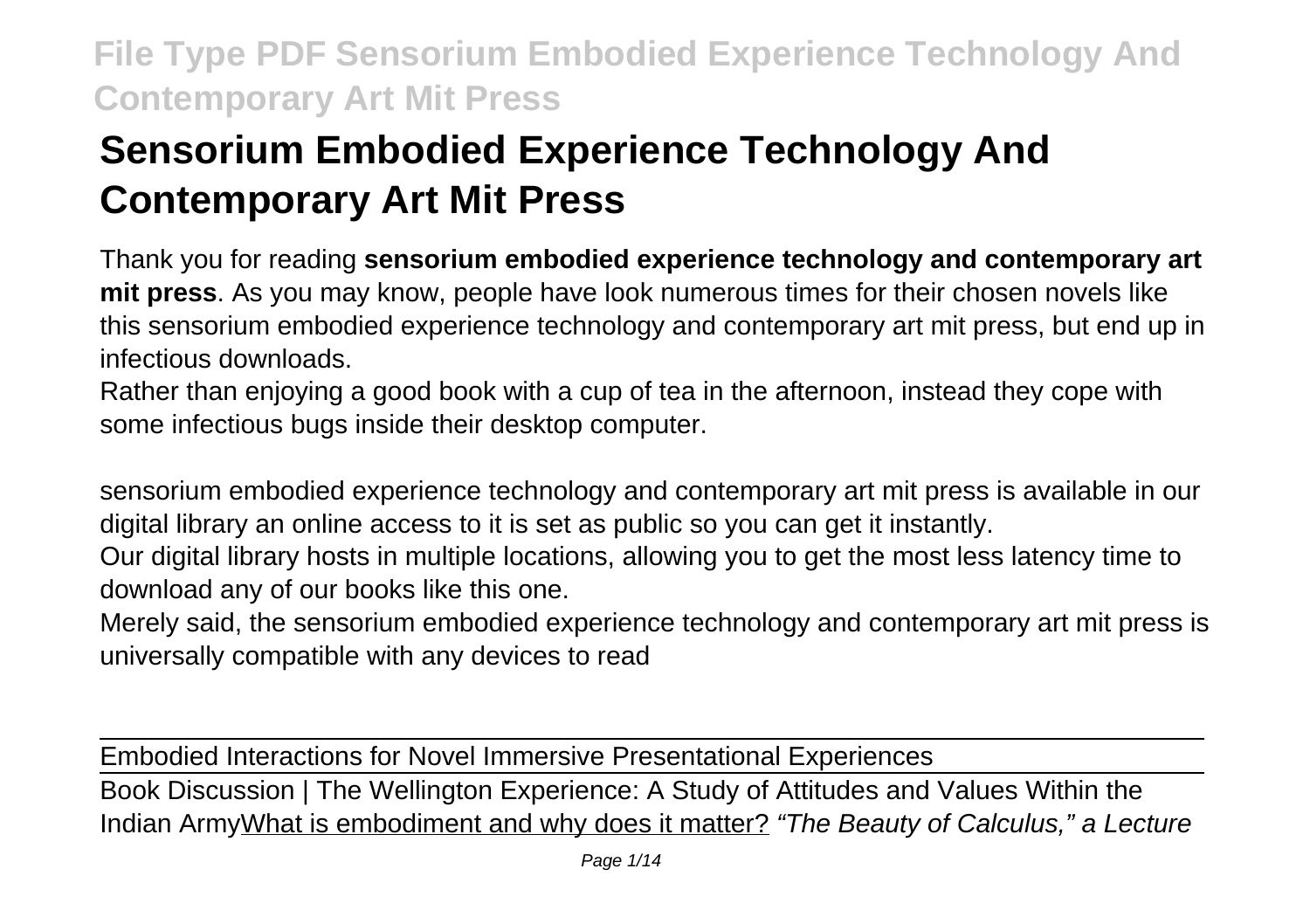# Sensorium Embodied Experience Technology And Contemporary Art Mit Press

Thank you for reading **sensorium embodied experience technology and contemporary art mit press**. As you may know, people have look numerous times for their chosen novels like this sensorium embodied experience technology and contemporary art mit press, but end up in infectious downloads.

Rather than enjoying a good book with a cup of tea in the afternoon, instead they cope with some infectious bugs inside their desktop computer.

sensorium embodied experience technology and contemporary art mit press is available in our digital library an online access to it is set as public so you can get it instantly.

Our digital library hosts in multiple locations, allowing you to get the most less latency time to download any of our books like this one.

Merely said, the sensorium embodied experience technology and contemporary art mit press is universally compatible with any devices to read

---

Embodied Interactions for Novel Immersive Presentational Experiences

---

Book Discussion | The Wellington Experience: A Study of Attitudes and Values Within the Indian Army What is embodiment and why does it matter? *"The Beauty of Calculus," a Lecture*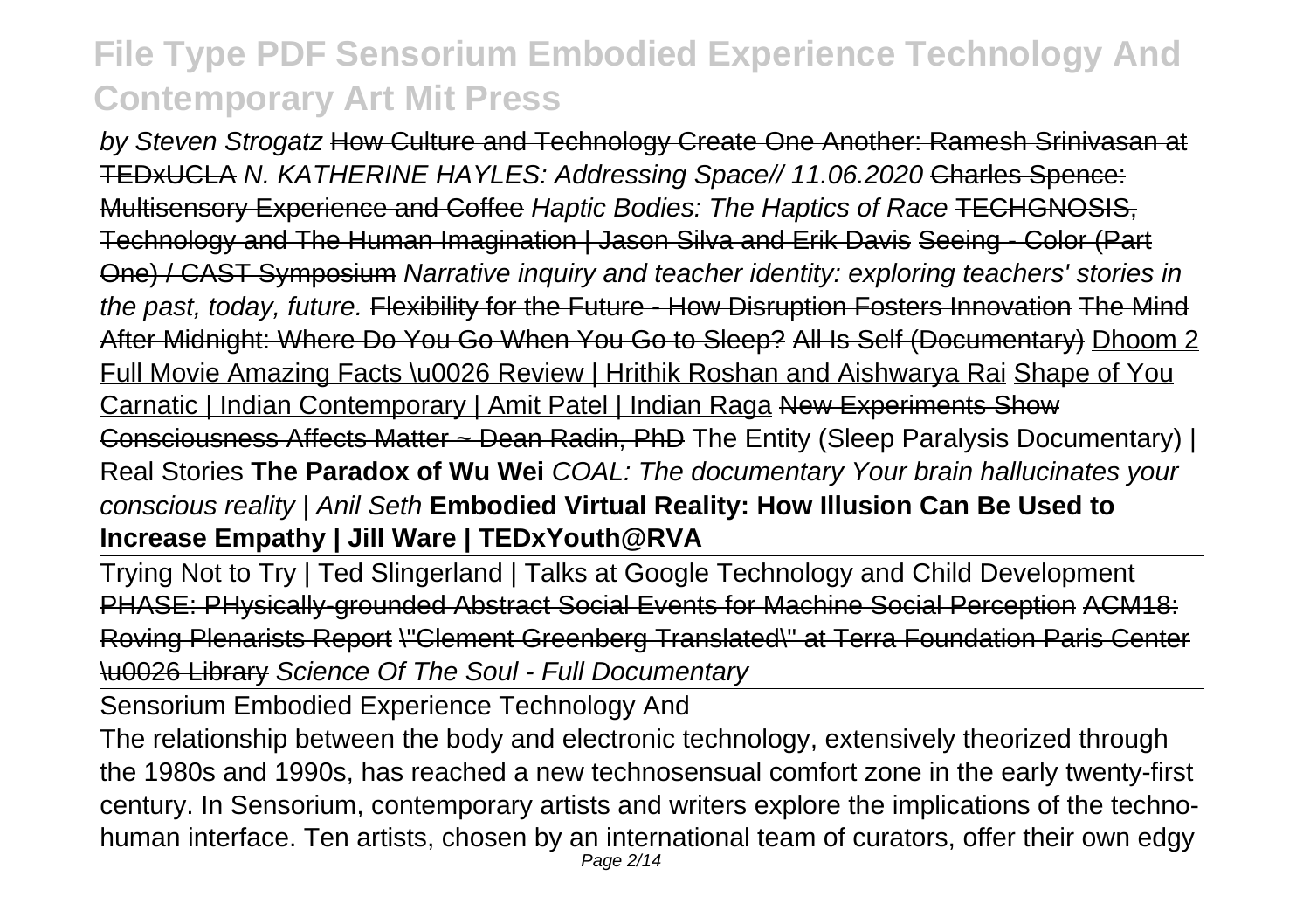by Steven Strogatz ~~How Culture and Technology Create One Another: Ramesh Srinivasan at TEDxUCLA~~ *N. KATHERINE HAYLES: Addressing Space// 11.06.2020* ~~Charles Spence: Multisensory Experience and Coffee~~ *Haptic Bodies: The Haptics of Race* ~~TECHGNOSIS, Technology and The Human Imagination | Jason Silva and Erik Davis~~ ~~Seeing - Color (Part One) / CAST Symposium~~ *Narrative inquiry and teacher identity: exploring teachers' stories in the past, today, future.* ~~Flexibility for the Future - How Disruption Fosters Innovation~~ ~~The Mind After Midnight: Where Do You Go When You Go to Sleep?~~ ~~All Is Self (Documentary)~~ Dhoom 2 Full Movie Amazing Facts \u0026 Review | Hrithik Roshan and Aishwarya Rai Shape of You Carnatic | Indian Contemporary | Amit Patel | Indian Raga ~~New Experiments Show Consciousness Affects Matter ~ Dean Radin, PhD~~ The Entity (Sleep Paralysis Documentary) | Real Stories **The Paradox of Wu Wei** *COAL: The documentary* *Your brain hallucinates your conscious reality | Anil Seth* **Embodied Virtual Reality: How Illusion Can Be Used to Increase Empathy | Jill Ware | TEDxYouth@RVA**

Trying Not to Try | Ted Slingerland | Talks at Google Technology and Child Development ~~PHASE: PHysically-grounded Abstract Social Events for Machine Social Perception~~ ~~ACM18: Roving Plenarists Report~~ ~~\"Clement Greenberg Translated\" at Terra Foundation Paris Center \u0026 Library~~ *Science Of The Soul - Full Documentary*

Sensorium Embodied Experience Technology And

The relationship between the body and electronic technology, extensively theorized through the 1980s and 1990s, has reached a new technosensual comfort zone in the early twenty-first century. In Sensorium, contemporary artists and writers explore the implications of the techno-human interface. Ten artists, chosen by an international team of curators, offer their own edgy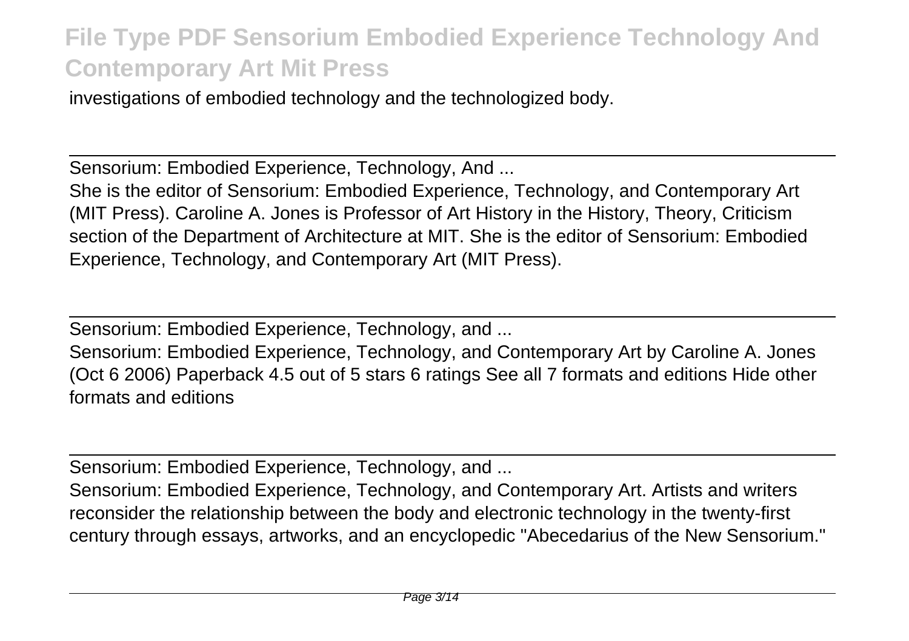investigations of embodied technology and the technologized body.

---

Sensorium: Embodied Experience, Technology, And ...

She is the editor of Sensorium: Embodied Experience, Technology, and Contemporary Art (MIT Press). Caroline A. Jones is Professor of Art History in the History, Theory, Criticism section of the Department of Architecture at MIT. She is the editor of Sensorium: Embodied Experience, Technology, and Contemporary Art (MIT Press).

---

Sensorium: Embodied Experience, Technology, and ...

Sensorium: Embodied Experience, Technology, and Contemporary Art by Caroline A. Jones (Oct 6 2006) Paperback 4.5 out of 5 stars 6 ratings See all 7 formats and editions Hide other formats and editions

---

Sensorium: Embodied Experience, Technology, and ...

Sensorium: Embodied Experience, Technology, and Contemporary Art. Artists and writers reconsider the relationship between the body and electronic technology in the twenty-first century through essays, artworks, and an encyclopedic "Abecedarius of the New Sensorium."

---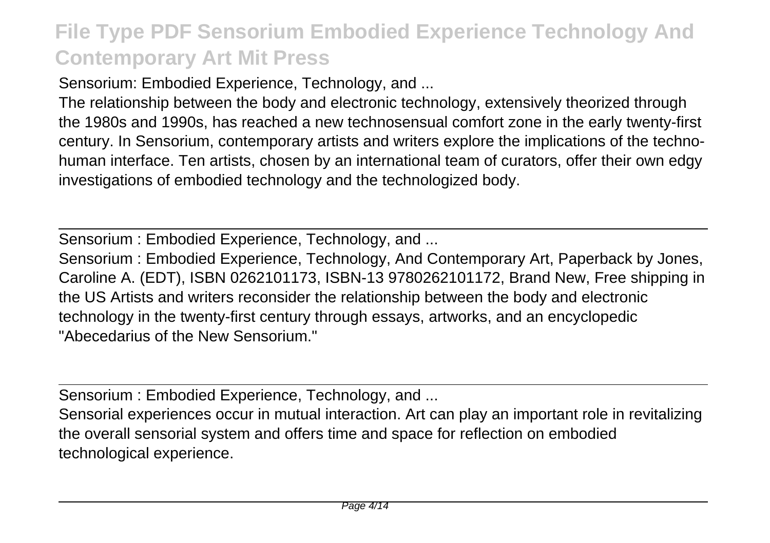Sensorium: Embodied Experience, Technology, and ...

The relationship between the body and electronic technology, extensively theorized through the 1980s and 1990s, has reached a new technosensual comfort zone in the early twenty-first century. In Sensorium, contemporary artists and writers explore the implications of the techno-human interface. Ten artists, chosen by an international team of curators, offer their own edgy investigations of embodied technology and the technologized body.

---

Sensorium : Embodied Experience, Technology, and ...

Sensorium : Embodied Experience, Technology, And Contemporary Art, Paperback by Jones, Caroline A. (EDT), ISBN 0262101173, ISBN-13 9780262101172, Brand New, Free shipping in the US Artists and writers reconsider the relationship between the body and electronic technology in the twenty-first century through essays, artworks, and an encyclopedic "Abecedarius of the New Sensorium."

---

Sensorium : Embodied Experience, Technology, and ...

Sensorial experiences occur in mutual interaction. Art can play an important role in revitalizing the overall sensorial system and offers time and space for reflection on embodied technological experience.

---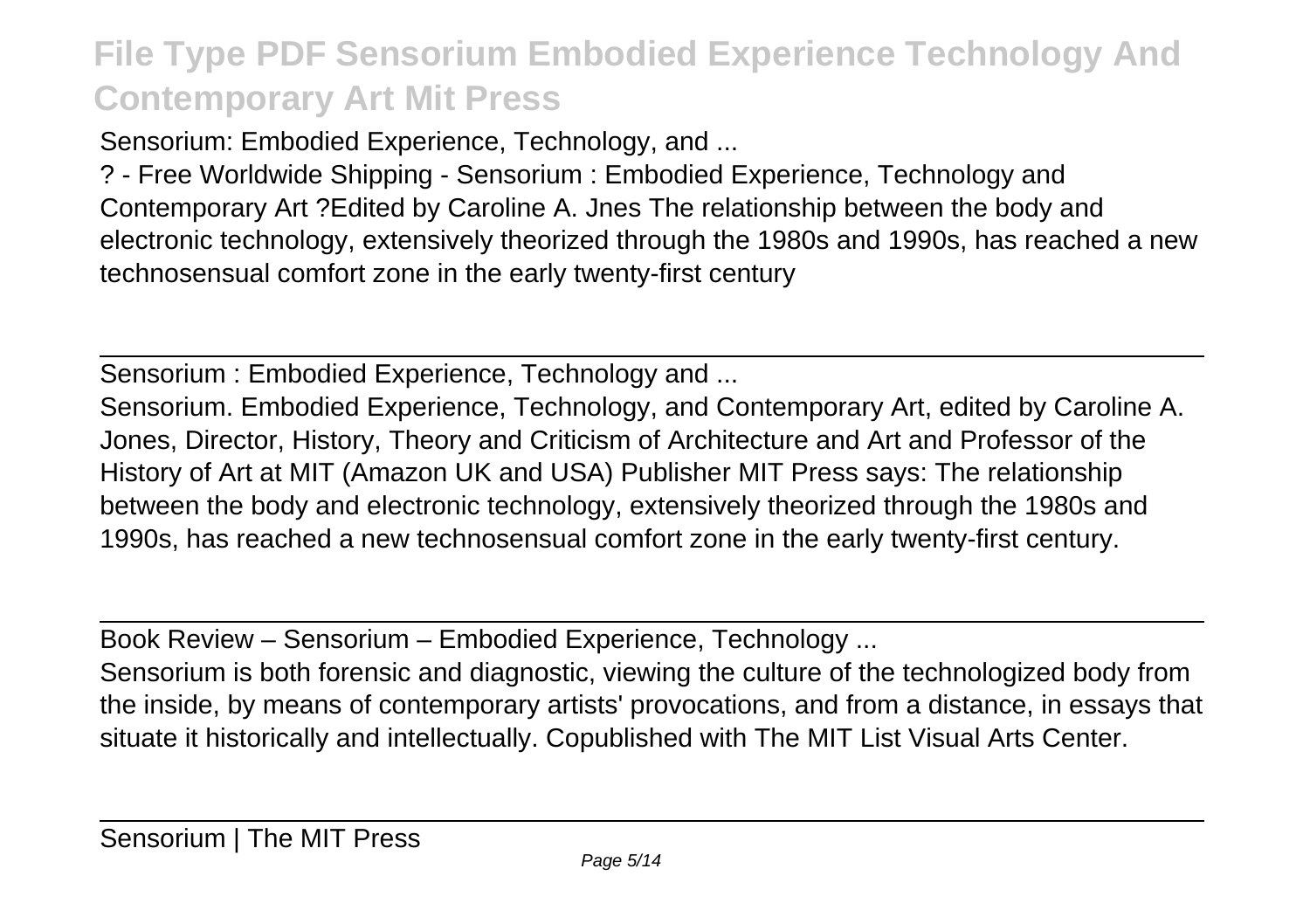Sensorium: Embodied Experience, Technology, and ...

? - Free Worldwide Shipping - Sensorium : Embodied Experience, Technology and Contemporary Art ?Edited by Caroline A. Jnes The relationship between the body and electronic technology, extensively theorized through the 1980s and 1990s, has reached a new technosensual comfort zone in the early twenty-first century

---

Sensorium : Embodied Experience, Technology and ...

Sensorium. Embodied Experience, Technology, and Contemporary Art, edited by Caroline A. Jones, Director, History, Theory and Criticism of Architecture and Art and Professor of the History of Art at MIT (Amazon UK and USA) Publisher MIT Press says: The relationship between the body and electronic technology, extensively theorized through the 1980s and 1990s, has reached a new technosensual comfort zone in the early twenty-first century.

---

Book Review – Sensorium – Embodied Experience, Technology ...

Sensorium is both forensic and diagnostic, viewing the culture of the technologized body from the inside, by means of contemporary artists' provocations, and from a distance, in essays that situate it historically and intellectually. Copublished with The MIT List Visual Arts Center.

---

Sensorium | The MIT Press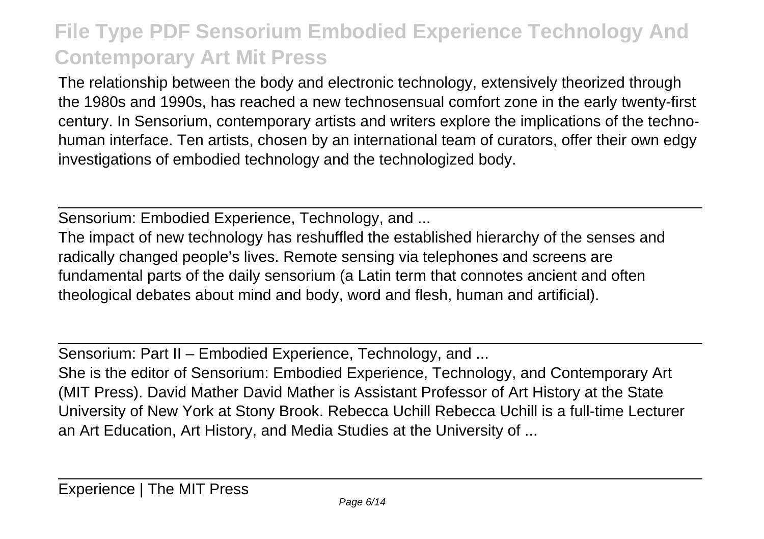The relationship between the body and electronic technology, extensively theorized through the 1980s and 1990s, has reached a new technosensual comfort zone in the early twenty-first century. In Sensorium, contemporary artists and writers explore the implications of the techno-human interface. Ten artists, chosen by an international team of curators, offer their own edgy investigations of embodied technology and the technologized body.

## Sensorium: Embodied Experience, Technology, and ...

The impact of new technology has reshuffled the established hierarchy of the senses and radically changed people's lives. Remote sensing via telephones and screens are fundamental parts of the daily sensorium (a Latin term that connotes ancient and often theological debates about mind and body, word and flesh, human and artificial).

## Sensorium: Part II – Embodied Experience, Technology, and ...

She is the editor of Sensorium: Embodied Experience, Technology, and Contemporary Art (MIT Press). David Mather David Mather is Assistant Professor of Art History at the State University of New York at Stony Brook. Rebecca Uchill Rebecca Uchill is a full-time Lecturer an Art Education, Art History, and Media Studies at the University of ...

## Experience | The MIT Press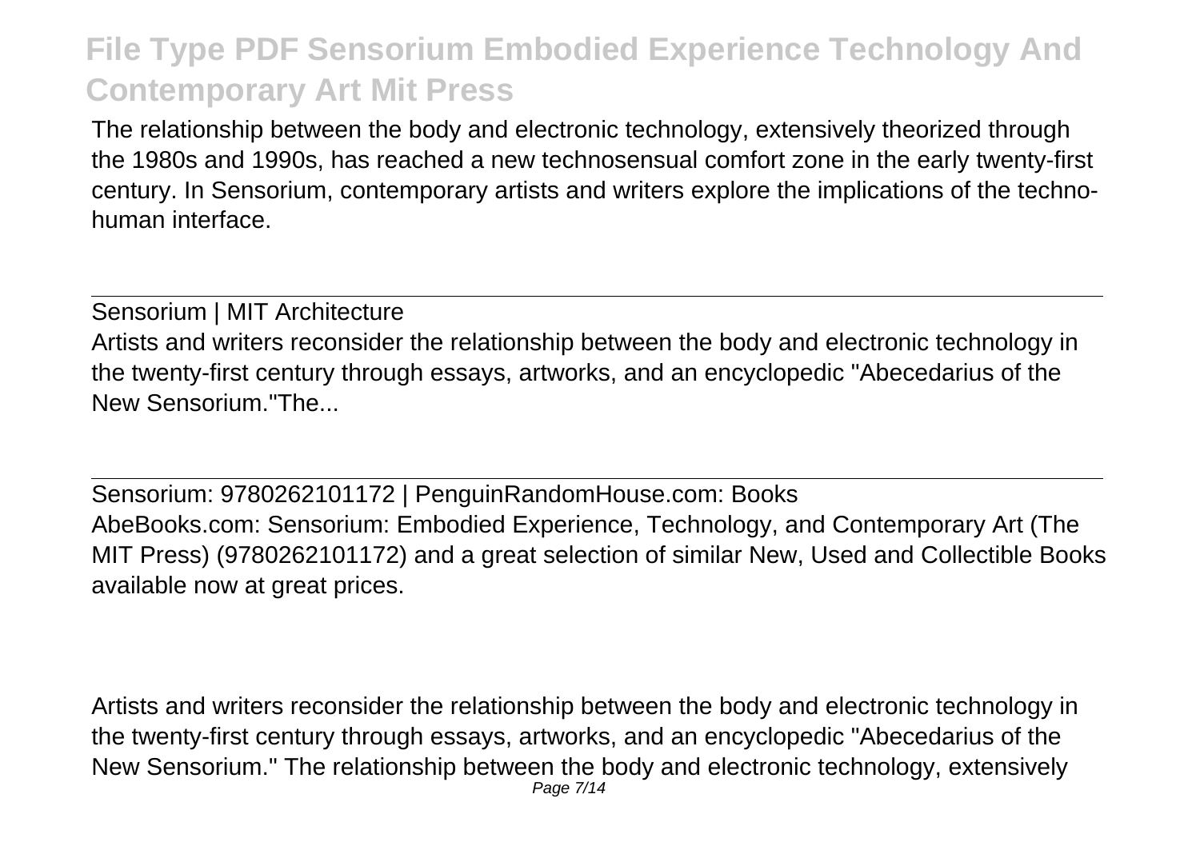The relationship between the body and electronic technology, extensively theorized through the 1980s and 1990s, has reached a new technosensual comfort zone in the early twenty-first century. In Sensorium, contemporary artists and writers explore the implications of the techno-human interface.

---

Sensorium | MIT Architecture

Artists and writers reconsider the relationship between the body and electronic technology in the twenty-first century through essays, artworks, and an encyclopedic "Abecedarius of the New Sensorium."The...

---

Sensorium: 9780262101172 | PenguinRandomHouse.com: Books

AbeBooks.com: Sensorium: Embodied Experience, Technology, and Contemporary Art (The MIT Press) (9780262101172) and a great selection of similar New, Used and Collectible Books available now at great prices.

Artists and writers reconsider the relationship between the body and electronic technology in the twenty-first century through essays, artworks, and an encyclopedic "Abecedarius of the New Sensorium." The relationship between the body and electronic technology, extensively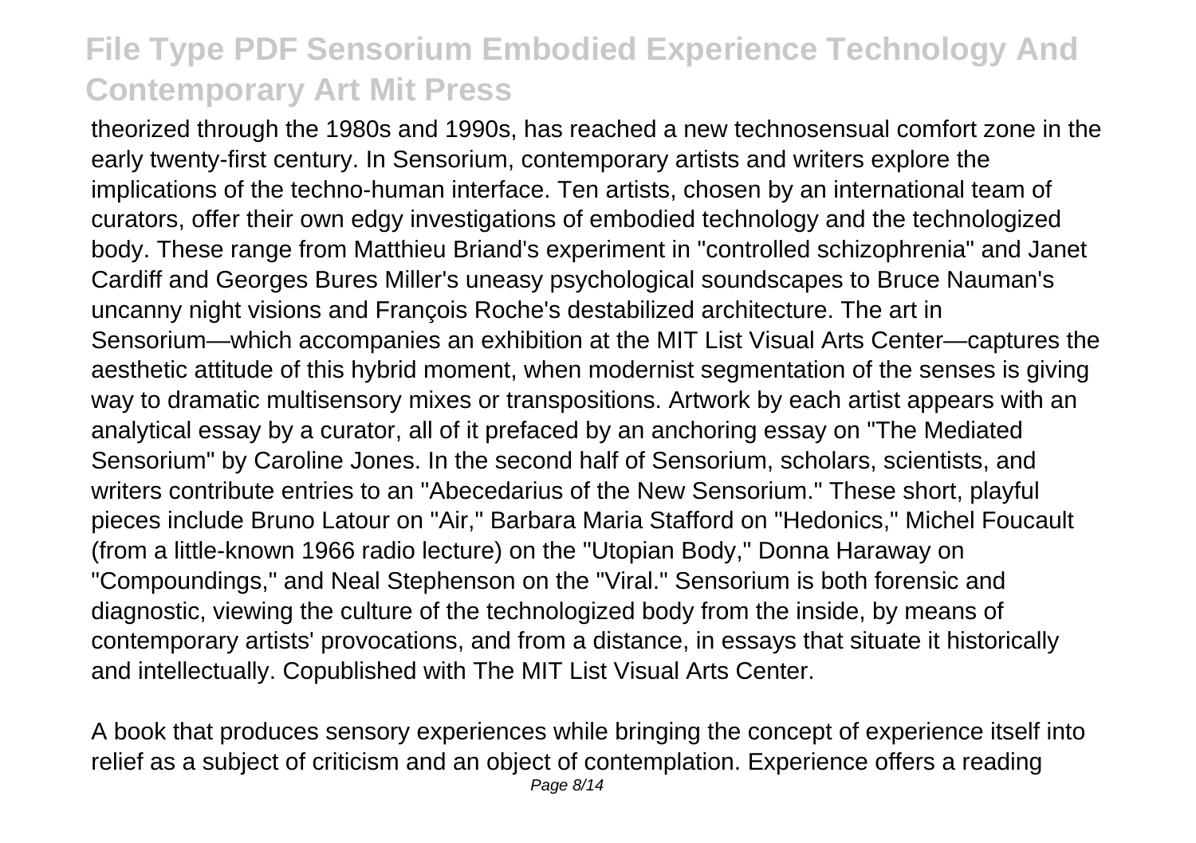theorized through the 1980s and 1990s, has reached a new technosensual comfort zone in the early twenty-first century. In Sensorium, contemporary artists and writers explore the implications of the techno-human interface. Ten artists, chosen by an international team of curators, offer their own edgy investigations of embodied technology and the technologized body. These range from Matthieu Briand's experiment in "controlled schizophrenia" and Janet Cardiff and Georges Bures Miller's uneasy psychological soundscapes to Bruce Nauman's uncanny night visions and François Roche's destabilized architecture. The art in Sensorium—which accompanies an exhibition at the MIT List Visual Arts Center—captures the aesthetic attitude of this hybrid moment, when modernist segmentation of the senses is giving way to dramatic multisensory mixes or transpositions. Artwork by each artist appears with an analytical essay by a curator, all of it prefaced by an anchoring essay on "The Mediated Sensorium" by Caroline Jones. In the second half of Sensorium, scholars, scientists, and writers contribute entries to an "Abecedarius of the New Sensorium." These short, playful pieces include Bruno Latour on "Air," Barbara Maria Stafford on "Hedonics," Michel Foucault (from a little-known 1966 radio lecture) on the "Utopian Body," Donna Haraway on "Compoundings," and Neal Stephenson on the "Viral." Sensorium is both forensic and diagnostic, viewing the culture of the technologized body from the inside, by means of contemporary artists' provocations, and from a distance, in essays that situate it historically and intellectually. Copublished with The MIT List Visual Arts Center.

A book that produces sensory experiences while bringing the concept of experience itself into relief as a subject of criticism and an object of contemplation. Experience offers a reading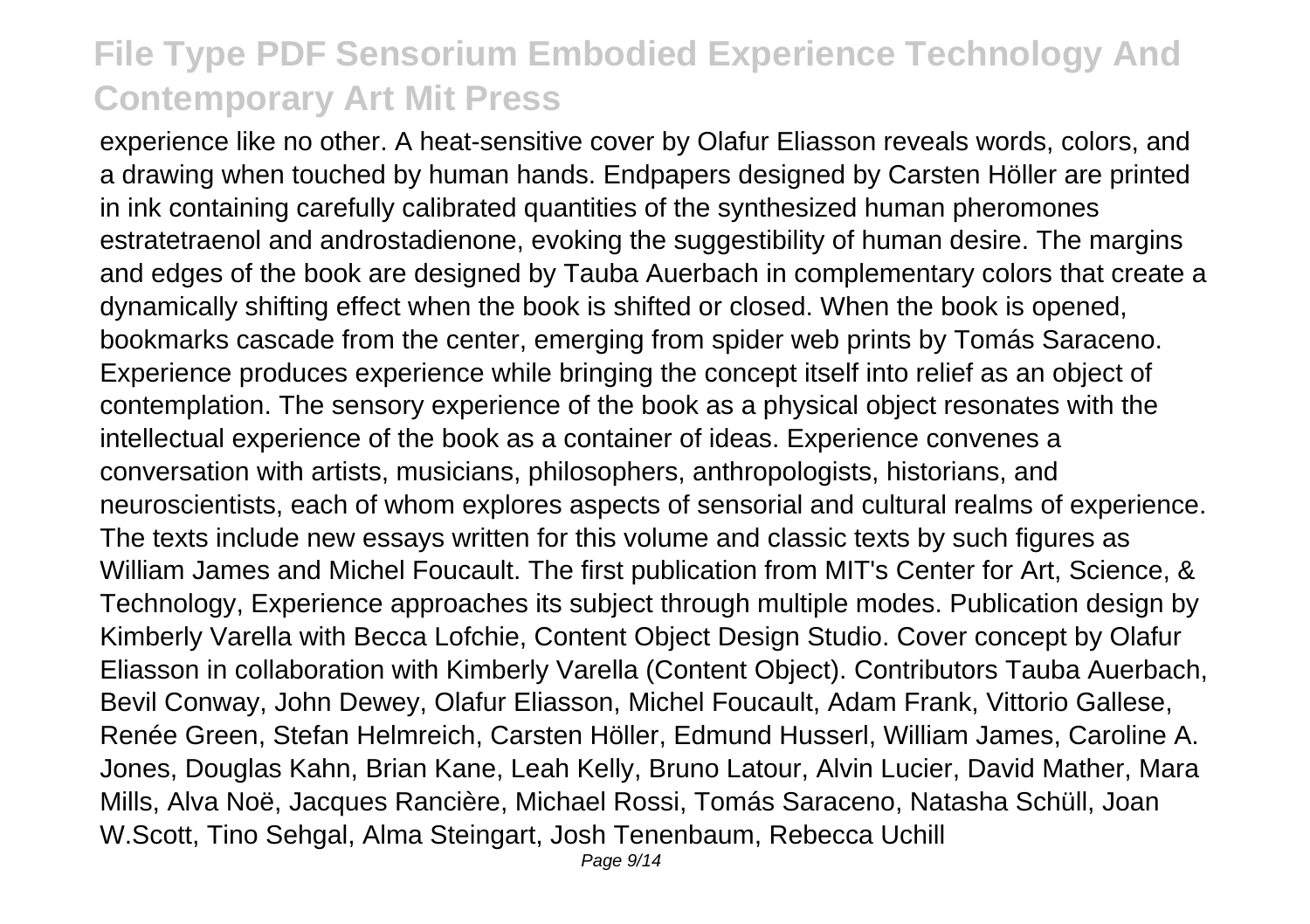experience like no other. A heat-sensitive cover by Olafur Eliasson reveals words, colors, and a drawing when touched by human hands. Endpapers designed by Carsten Höller are printed in ink containing carefully calibrated quantities of the synthesized human pheromones estratetraenol and androstadienone, evoking the suggestibility of human desire. The margins and edges of the book are designed by Tauba Auerbach in complementary colors that create a dynamically shifting effect when the book is shifted or closed. When the book is opened, bookmarks cascade from the center, emerging from spider web prints by Tomás Saraceno. Experience produces experience while bringing the concept itself into relief as an object of contemplation. The sensory experience of the book as a physical object resonates with the intellectual experience of the book as a container of ideas. Experience convenes a conversation with artists, musicians, philosophers, anthropologists, historians, and neuroscientists, each of whom explores aspects of sensorial and cultural realms of experience. The texts include new essays written for this volume and classic texts by such figures as William James and Michel Foucault. The first publication from MIT's Center for Art, Science, & Technology, Experience approaches its subject through multiple modes. Publication design by Kimberly Varella with Becca Lofchie, Content Object Design Studio. Cover concept by Olafur Eliasson in collaboration with Kimberly Varella (Content Object). Contributors Tauba Auerbach, Bevil Conway, John Dewey, Olafur Eliasson, Michel Foucault, Adam Frank, Vittorio Gallese, Renée Green, Stefan Helmreich, Carsten Höller, Edmund Husserl, William James, Caroline A. Jones, Douglas Kahn, Brian Kane, Leah Kelly, Bruno Latour, Alvin Lucier, David Mather, Mara Mills, Alva Noë, Jacques Rancière, Michael Rossi, Tomás Saraceno, Natasha Schüll, Joan W.Scott, Tino Sehgal, Alma Steingart, Josh Tenenbaum, Rebecca Uchill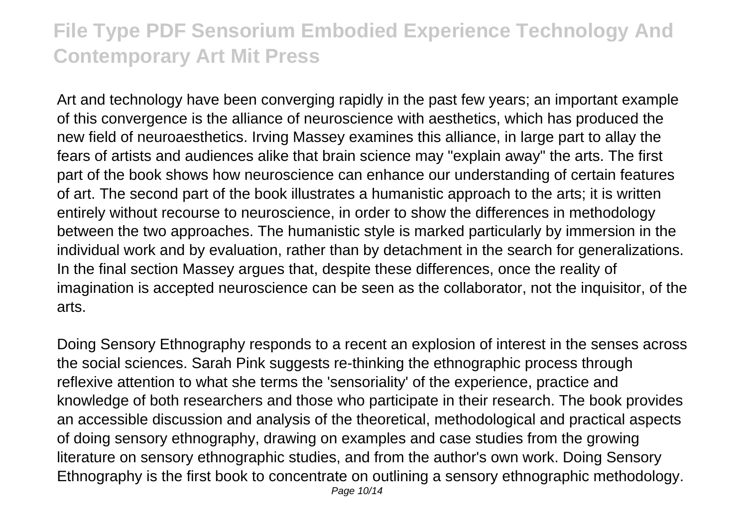Art and technology have been converging rapidly in the past few years; an important example of this convergence is the alliance of neuroscience with aesthetics, which has produced the new field of neuroaesthetics. Irving Massey examines this alliance, in large part to allay the fears of artists and audiences alike that brain science may "explain away" the arts. The first part of the book shows how neuroscience can enhance our understanding of certain features of art. The second part of the book illustrates a humanistic approach to the arts; it is written entirely without recourse to neuroscience, in order to show the differences in methodology between the two approaches. The humanistic style is marked particularly by immersion in the individual work and by evaluation, rather than by detachment in the search for generalizations. In the final section Massey argues that, despite these differences, once the reality of imagination is accepted neuroscience can be seen as the collaborator, not the inquisitor, of the arts.

Doing Sensory Ethnography responds to a recent an explosion of interest in the senses across the social sciences. Sarah Pink suggests re-thinking the ethnographic process through reflexive attention to what she terms the 'sensoriality' of the experience, practice and knowledge of both researchers and those who participate in their research. The book provides an accessible discussion and analysis of the theoretical, methodological and practical aspects of doing sensory ethnography, drawing on examples and case studies from the growing literature on sensory ethnographic studies, and from the author's own work. Doing Sensory Ethnography is the first book to concentrate on outlining a sensory ethnographic methodology.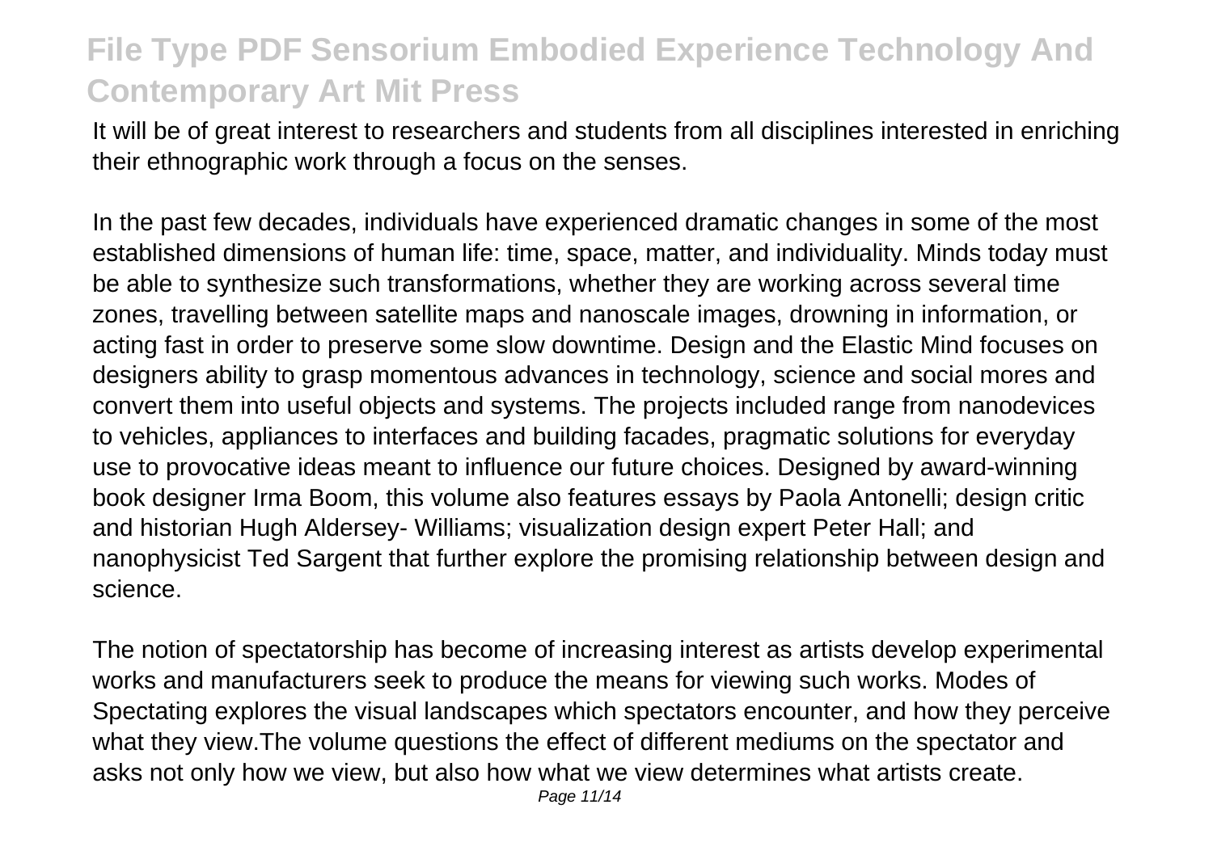It will be of great interest to researchers and students from all disciplines interested in enriching their ethnographic work through a focus on the senses.

In the past few decades, individuals have experienced dramatic changes in some of the most established dimensions of human life: time, space, matter, and individuality. Minds today must be able to synthesize such transformations, whether they are working across several time zones, travelling between satellite maps and nanoscale images, drowning in information, or acting fast in order to preserve some slow downtime. Design and the Elastic Mind focuses on designers ability to grasp momentous advances in technology, science and social mores and convert them into useful objects and systems. The projects included range from nanodevices to vehicles, appliances to interfaces and building facades, pragmatic solutions for everyday use to provocative ideas meant to influence our future choices. Designed by award-winning book designer Irma Boom, this volume also features essays by Paola Antonelli; design critic and historian Hugh Aldersey- Williams; visualization design expert Peter Hall; and nanophysicist Ted Sargent that further explore the promising relationship between design and science.

The notion of spectatorship has become of increasing interest as artists develop experimental works and manufacturers seek to produce the means for viewing such works. Modes of Spectating explores the visual landscapes which spectators encounter, and how they perceive what they view.The volume questions the effect of different mediums on the spectator and asks not only how we view, but also how what we view determines what artists create.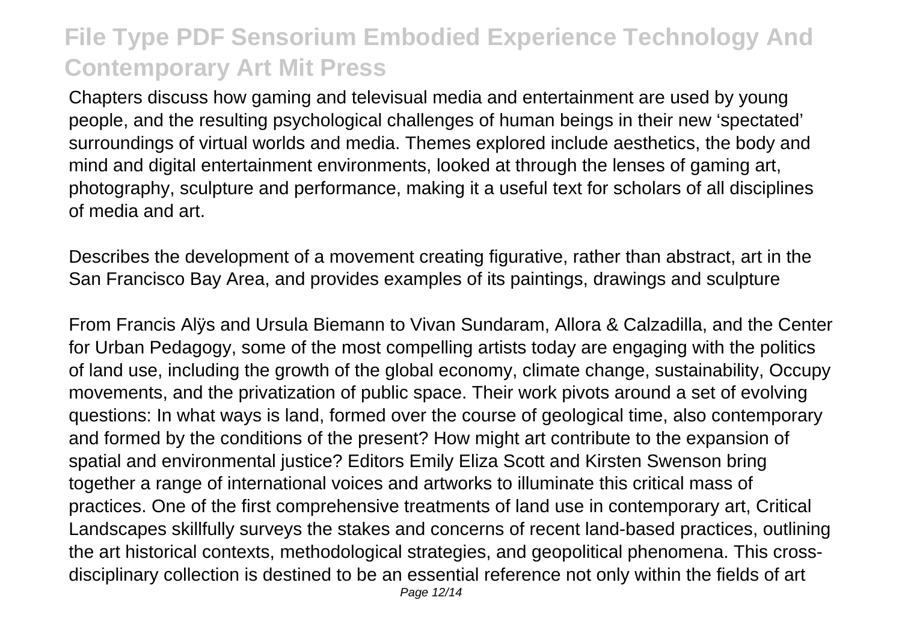Chapters discuss how gaming and televisual media and entertainment are used by young people, and the resulting psychological challenges of human beings in their new 'spectated' surroundings of virtual worlds and media. Themes explored include aesthetics, the body and mind and digital entertainment environments, looked at through the lenses of gaming art, photography, sculpture and performance, making it a useful text for scholars of all disciplines of media and art.

Describes the development of a movement creating figurative, rather than abstract, art in the San Francisco Bay Area, and provides examples of its paintings, drawings and sculpture

From Francis Alÿs and Ursula Biemann to Vivan Sundaram, Allora & Calzadilla, and the Center for Urban Pedagogy, some of the most compelling artists today are engaging with the politics of land use, including the growth of the global economy, climate change, sustainability, Occupy movements, and the privatization of public space. Their work pivots around a set of evolving questions: In what ways is land, formed over the course of geological time, also contemporary and formed by the conditions of the present? How might art contribute to the expansion of spatial and environmental justice? Editors Emily Eliza Scott and Kirsten Swenson bring together a range of international voices and artworks to illuminate this critical mass of practices. One of the first comprehensive treatments of land use in contemporary art, Critical Landscapes skillfully surveys the stakes and concerns of recent land-based practices, outlining the art historical contexts, methodological strategies, and geopolitical phenomena. This cross-disciplinary collection is destined to be an essential reference not only within the fields of art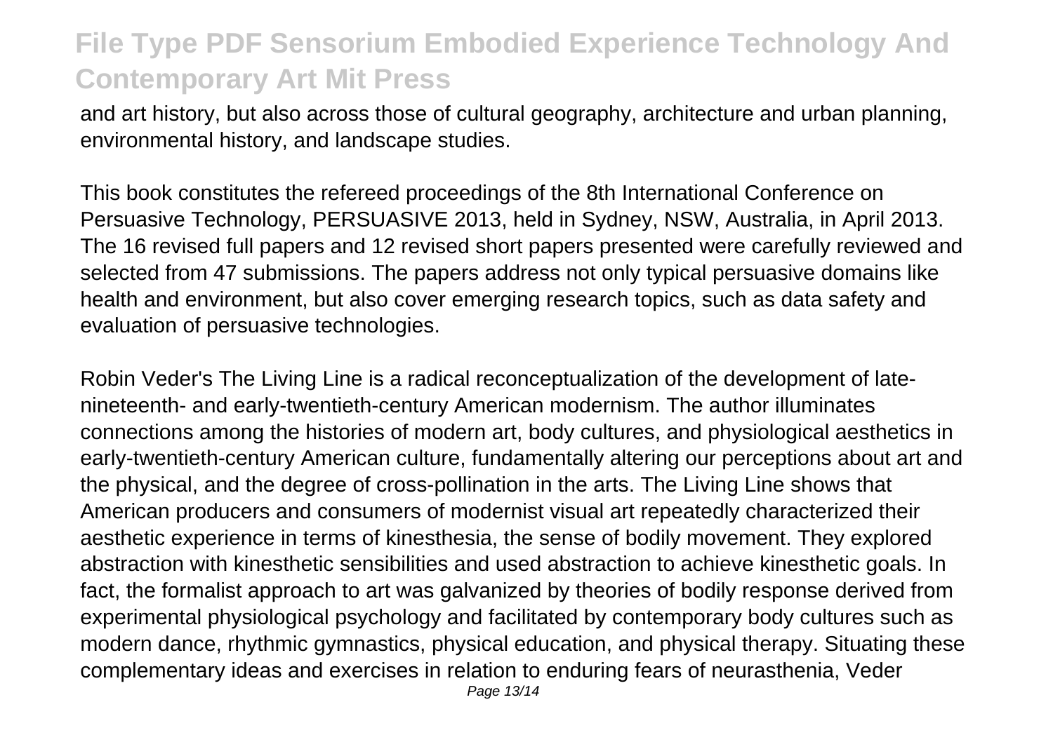and art history, but also across those of cultural geography, architecture and urban planning, environmental history, and landscape studies.

This book constitutes the refereed proceedings of the 8th International Conference on Persuasive Technology, PERSUASIVE 2013, held in Sydney, NSW, Australia, in April 2013. The 16 revised full papers and 12 revised short papers presented were carefully reviewed and selected from 47 submissions. The papers address not only typical persuasive domains like health and environment, but also cover emerging research topics, such as data safety and evaluation of persuasive technologies.

Robin Veder's The Living Line is a radical reconceptualization of the development of late-nineteenth- and early-twentieth-century American modernism. The author illuminates connections among the histories of modern art, body cultures, and physiological aesthetics in early-twentieth-century American culture, fundamentally altering our perceptions about art and the physical, and the degree of cross-pollination in the arts. The Living Line shows that American producers and consumers of modernist visual art repeatedly characterized their aesthetic experience in terms of kinesthesia, the sense of bodily movement. They explored abstraction with kinesthetic sensibilities and used abstraction to achieve kinesthetic goals. In fact, the formalist approach to art was galvanized by theories of bodily response derived from experimental physiological psychology and facilitated by contemporary body cultures such as modern dance, rhythmic gymnastics, physical education, and physical therapy. Situating these complementary ideas and exercises in relation to enduring fears of neurasthenia, Veder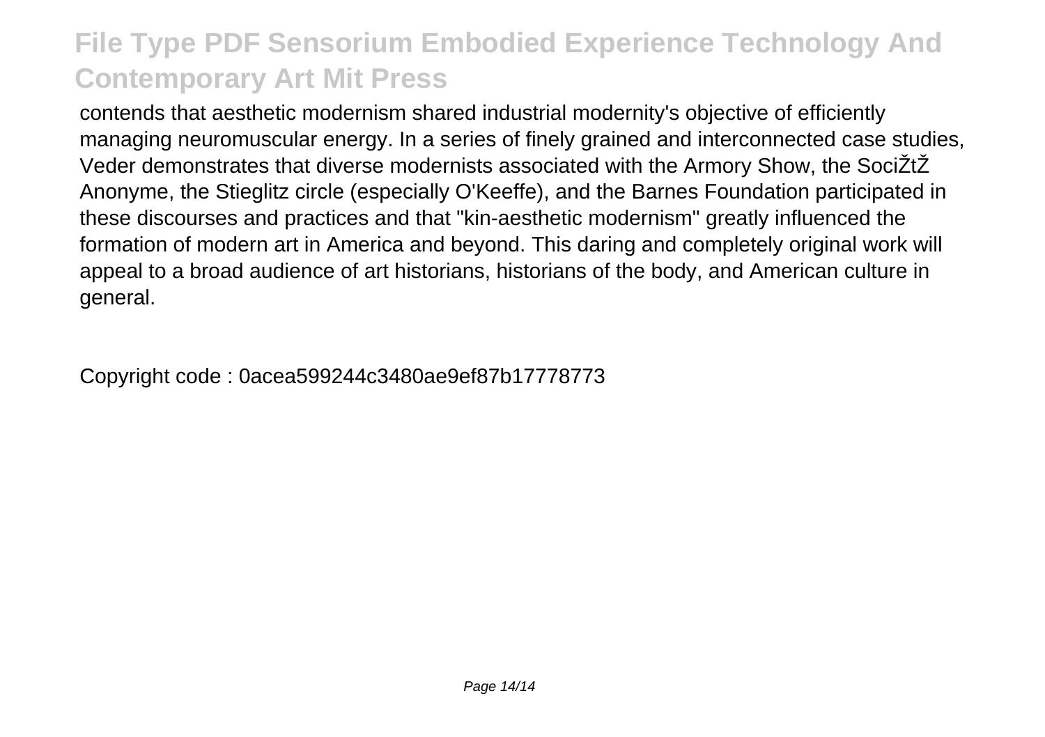contends that aesthetic modernism shared industrial modernity's objective of efficiently managing neuromuscular energy. In a series of finely grained and interconnected case studies, Veder demonstrates that diverse modernists associated with the Armory Show, the SociŽtŽ Anonyme, the Stieglitz circle (especially O'Keeffe), and the Barnes Foundation participated in these discourses and practices and that "kin-aesthetic modernism" greatly influenced the formation of modern art in America and beyond. This daring and completely original work will appeal to a broad audience of art historians, historians of the body, and American culture in general.

Copyright code : 0acea599244c3480ae9ef87b17778773